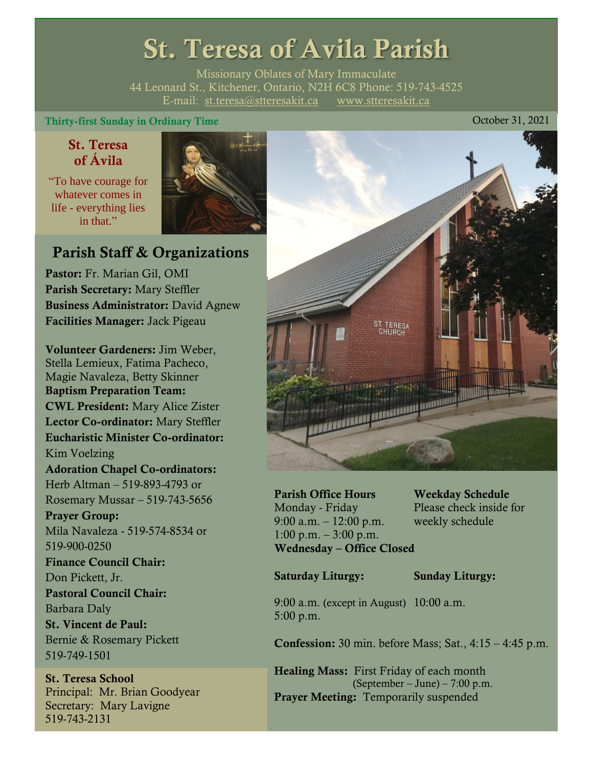# St. Teresa of Avila Parish

Missionary Oblates of Mary Immaculate
44 Leonard St., Kitchener, Ontario, N2H 6C8 Phone: 519-743-4525
E-mail: st.teresa@stteresakit.ca www.stteresakit.ca

**Thirty-first Sunday in Ordinary Time** October 31, 2021

## St. Teresa of Ávila

"To have courage for whatever comes in life - everything lies in that."

## Parish Staff & Organizations

**Pastor:** Fr. Marian Gil, OMI
**Parish Secretary:** Mary Steffler
**Business Administrator:** David Agnew
**Facilities Manager:** Jack Pigeau

**Volunteer Gardeners:** Jim Weber, Stella Lemieux, Fatima Pacheco, Magie Navaleza, Betty Skinner
**Baptism Preparation Team:**
**CWL President:** Mary Alice Zister
**Lector Co-ordinator:** Mary Steffler
**Eucharistic Minister Co-ordinator:** Kim Voelzing
**Adoration Chapel Co-ordinators:** Herb Altman – 519-893-4793 or Rosemary Mussar – 519-743-5656
**Prayer Group:** Mila Navaleza - 519-574-8534 or 519-900-0250
**Finance Council Chair:** Don Pickett, Jr.
**Pastoral Council Chair:** Barbara Daly
**St. Vincent de Paul:** Bernie & Rosemary Pickett 519-749-1501

**St. Teresa School**
Principal: Mr. Brian Goodyear
Secretary: Mary Lavigne
519-743-2131

**Parish Office Hours**
Monday - Friday
9:00 a.m. – 12:00 p.m.
1:00 p.m. – 3:00 p.m.
**Wednesday – Office Closed**

**Weekday Schedule**
Please check inside for weekly schedule

**Saturday Liturgy:**
9:00 a.m. (except in August)
5:00 p.m.

**Sunday Liturgy:**
10:00 a.m.

**Confession:** 30 min. before Mass; Sat., 4:15 – 4:45 p.m.

**Healing Mass:** First Friday of each month (September – June) – 7:00 p.m.
**Prayer Meeting:** Temporarily suspended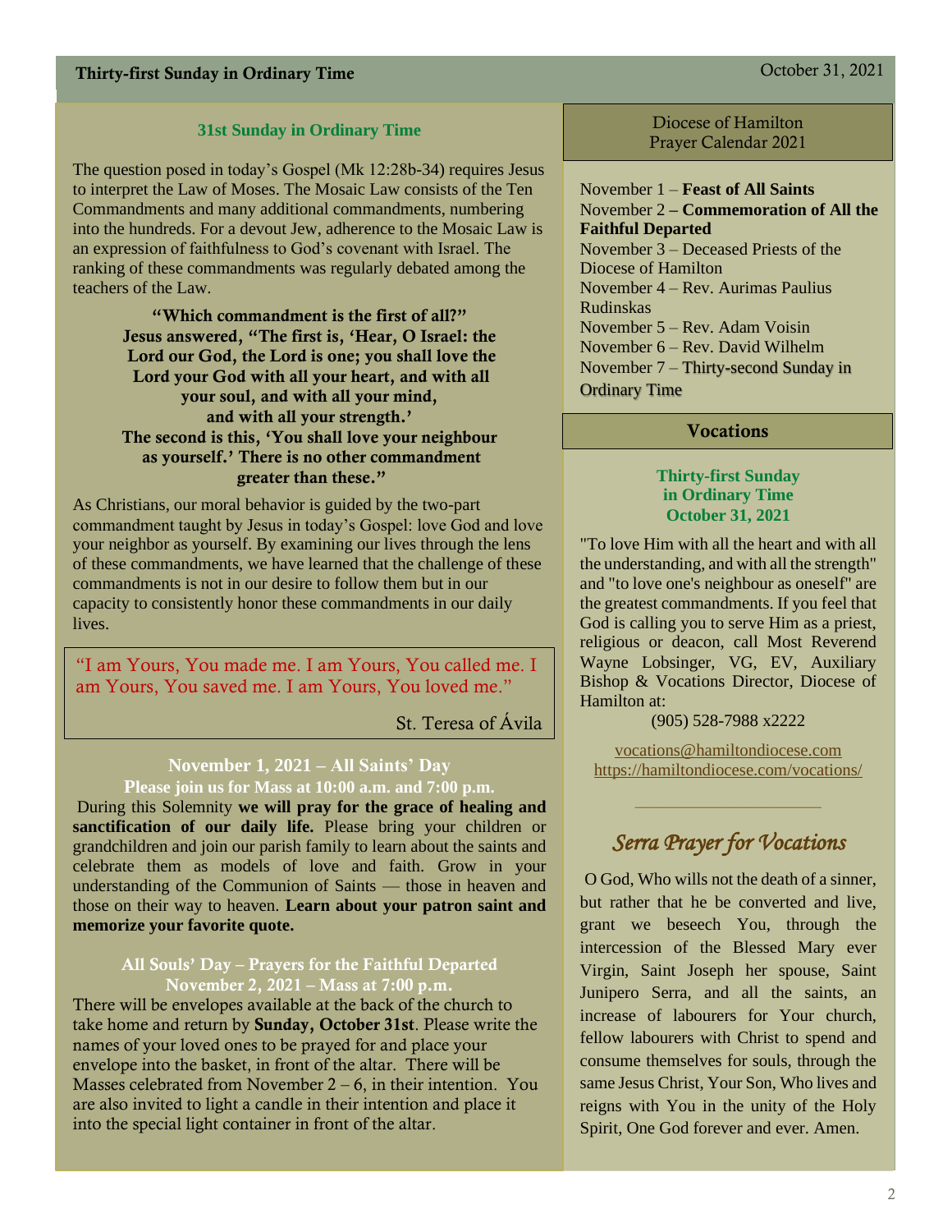## 31st Sunday in Ordinary Time

The question posed in today's Gospel (Mk 12:28b-34) requires Jesus to interpret the Law of Moses. The Mosaic Law consists of the Ten Commandments and many additional commandments, numbering into the hundreds. For a devout Jew, adherence to the Mosaic Law is an expression of faithfulness to God's covenant with Israel. The ranking of these commandments was regularly debated among the teachers of the Law.

**"Which commandment is the first of all?" Jesus answered, "The first is, 'Hear, O Israel: the Lord our God, the Lord is one; you shall love the Lord your God with all your heart, and with all your soul, and with all your mind, and with all your strength.' The second is this, 'You shall love your neighbour as yourself.' There is no other commandment greater than these."**

As Christians, our moral behavior is guided by the two-part commandment taught by Jesus in today's Gospel: love God and love your neighbor as yourself. By examining our lives through the lens of these commandments, we have learned that the challenge of these commandments is not in our desire to follow them but in our capacity to consistently honor these commandments in our daily lives.

> "I am Yours, You made me. I am Yours, You called me. I am Yours, You saved me. I am Yours, You loved me."
>
> St. Teresa of Ávila

### November 1, 2021 – All Saints' Day
**Please join us for Mass at 10:00 a.m. and 7:00 p.m.**

During this Solemnity **we will pray for the grace of healing and sanctification of our daily life.** Please bring your children or grandchildren and join our parish family to learn about the saints and celebrate them as models of love and faith. Grow in your understanding of the Communion of Saints — those in heaven and those on their way to heaven. **Learn about your patron saint and memorize your favorite quote.**

### All Souls' Day – Prayers for the Faithful Departed
**November 2, 2021 – Mass at 7:00 p.m.**

There will be envelopes available at the back of the church to take home and return by **Sunday, October 31st**. Please write the names of your loved ones to be prayed for and place your envelope into the basket, in front of the altar. There will be Masses celebrated from November 2 – 6, in their intention. You are also invited to light a candle in their intention and place it into the special light container in front of the altar.

## Diocese of Hamilton Prayer Calendar 2021

November 1 – **Feast of All Saints**
November 2 – **Commemoration of All the Faithful Departed**
November 3 – Deceased Priests of the Diocese of Hamilton
November 4 – Rev. Aurimas Paulius Rudinskas
November 5 – Rev. Adam Voisin
November 6 – Rev. David Wilhelm
November 7 – Thirty-second Sunday in Ordinary Time

## Vocations

**Thirty-first Sunday in Ordinary Time**
**October 31, 2021**

"To love Him with all the heart and with all the understanding, and with all the strength" and "to love one's neighbour as oneself" are the greatest commandments. If you feel that God is calling you to serve Him as a priest, religious or deacon, call Most Reverend Wayne Lobsinger, VG, EV, Auxiliary Bishop & Vocations Director, Diocese of Hamilton at:

(905) 528-7988 x2222

vocations@hamiltondiocese.com
https://hamiltondiocese.com/vocations/

---

### *Serra Prayer for Vocations*

O God, Who wills not the death of a sinner, but rather that he be converted and live, grant we beseech You, through the intercession of the Blessed Mary ever Virgin, Saint Joseph her spouse, Saint Junipero Serra, and all the saints, an increase of labourers for Your church, fellow labourers with Christ to spend and consume themselves for souls, through the same Jesus Christ, Your Son, Who lives and reigns with You in the unity of the Holy Spirit, One God forever and ever. Amen.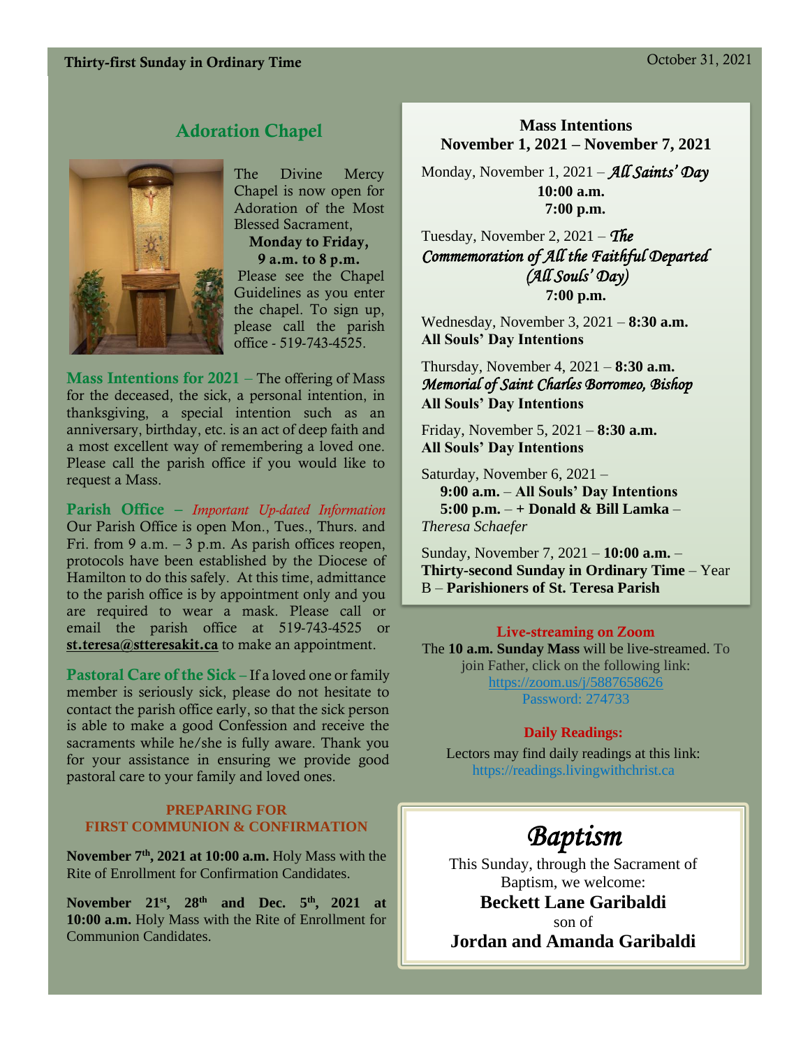**Thirty-first Sunday in Ordinary Time** October 31, 2021

## Adoration Chapel

The Divine Mercy Chapel is now open for Adoration of the Most Blessed Sacrament, **Monday to Friday, 9 a.m. to 8 p.m.** Please see the Chapel Guidelines as you enter the chapel. To sign up, please call the parish office - 519-743-4525.

**Mass Intentions for 2021** – The offering of Mass for the deceased, the sick, a personal intention, in thanksgiving, a special intention such as an anniversary, birthday, etc. is an act of deep faith and a most excellent way of remembering a loved one. Please call the parish office if you would like to request a Mass.

**Parish Office** – *Important Up-dated Information* Our Parish Office is open Mon., Tues., Thurs. and Fri. from 9 a.m. – 3 p.m. As parish offices reopen, protocols have been established by the Diocese of Hamilton to do this safely. At this time, admittance to the parish office is by appointment only and you are required to wear a mask. Please call or email the parish office at 519-743-4525 or **st.teresa@stteresakit.ca** to make an appointment.

**Pastoral Care of the Sick** – If a loved one or family member is seriously sick, please do not hesitate to contact the parish office early, so that the sick person is able to make a good Confession and receive the sacraments while he/she is fully aware. Thank you for your assistance in ensuring we provide good pastoral care to your family and loved ones.

### PREPARING FOR FIRST COMMUNION & CONFIRMATION

**November 7th, 2021 at 10:00 a.m.** Holy Mass with the Rite of Enrollment for Confirmation Candidates.

**November 21st, 28th and Dec. 5th, 2021 at 10:00 a.m.** Holy Mass with the Rite of Enrollment for Communion Candidates.

### Mass Intentions November 1, 2021 – November 7, 2021

Monday, November 1, 2021 – *All Saints' Day*
**10:00 a.m.**
**7:00 p.m.**

Tuesday, November 2, 2021 – *The Commemoration of All the Faithful Departed (All Souls' Day)*
**7:00 p.m.**

Wednesday, November 3, 2021 – **8:30 a.m.**
**All Souls' Day Intentions**

Thursday, November 4, 2021 – **8:30 a.m.**
*Memorial of Saint Charles Borromeo, Bishop*
**All Souls' Day Intentions**

Friday, November 5, 2021 – **8:30 a.m.**
**All Souls' Day Intentions**

Saturday, November 6, 2021 –
**9:00 a.m.** – **All Souls' Day Intentions**
**5:00 p.m.** – **+ Donald & Bill Lamka** – *Theresa Schaefer*

Sunday, November 7, 2021 – **10:00 a.m.** – **Thirty-second Sunday in Ordinary Time** – Year B – **Parishioners of St. Teresa Parish**

### Live-streaming on Zoom

The **10 a.m. Sunday Mass** will be live-streamed. To join Father, click on the following link: https://zoom.us/j/5887658626 Password: 274733

### Daily Readings:

Lectors may find daily readings at this link: https://readings.livingwithchrist.ca

## *Baptism*

This Sunday, through the Sacrament of Baptism, we welcome:

**Beckett Lane Garibaldi**

son of

**Jordan and Amanda Garibaldi**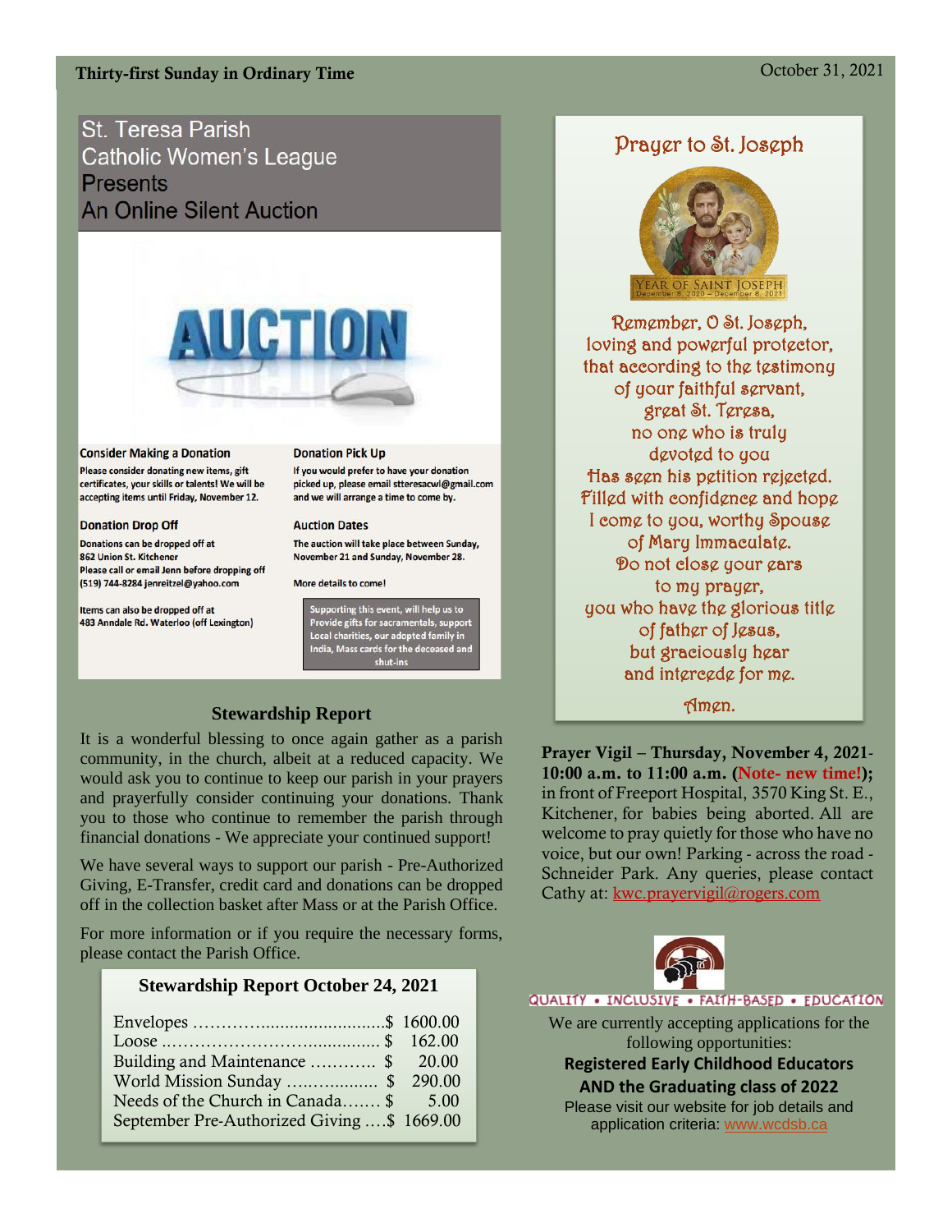Thirty-first Sunday in Ordinary Time — October 31, 2021

## St. Teresa Parish Catholic Women's League Presents An Online Silent Auction

AUCTION

**Consider Making a Donation**
Please consider donating new items, gift certificates, your skills or talents! We will be accepting items until Friday, November 12.

**Donation Drop Off**
Donations can be dropped off at 862 Union St. Kitchener
Please call or email Jenn before dropping off (519) 744-8284 jenreitzel@yahoo.com

Items can also be dropped off at 483 Anndale Rd. Waterloo (off Lexington)

**Donation Pick Up**
If you would prefer to have your donation picked up, please email stteresacwl@gmail.com and we will arrange a time to come by.

**Auction Dates**
The auction will take place between Sunday, November 21 and Sunday, November 28.

More details to come!

Supporting this event, will help us to Provide gifts for sacramentals, support Local charities, our adopted family in India, Mass cards for the deceased and shut-ins

## Stewardship Report

It is a wonderful blessing to once again gather as a parish community, in the church, albeit at a reduced capacity. We would ask you to continue to keep our parish in your prayers and prayerfully consider continuing your donations. Thank you to those who continue to remember the parish through financial donations - We appreciate your continued support!

We have several ways to support our parish - Pre-Authorized Giving, E-Transfer, credit card and donations can be dropped off in the collection basket after Mass or at the Parish Office.

For more information or if you require the necessary forms, please contact the Parish Office.

### Stewardship Report October 24, 2021

| Item | Amount |
|---|---|
| Envelopes | $ 1600.00 |
| Loose | $ 162.00 |
| Building and Maintenance | $ 20.00 |
| World Mission Sunday | $ 290.00 |
| Needs of the Church in Canada | $ 5.00 |
| September Pre-Authorized Giving | $ 1669.00 |

## Prayer to St. Joseph

YEAR OF SAINT JOSEPH
December 8, 2020 – December 8, 2021

Remember, O St. Joseph,
loving and powerful protector,
that according to the testimony
of your faithful servant,
great St. Teresa,
no one who is truly
devoted to you
Has seen his petition rejected.
Filled with confidence and hope
I come to you, worthy Spouse
of Mary Immaculate.
Do not close your ears
to my prayer,
you who have the glorious title
of father of Jesus,
but graciously hear
and intercede for me.

Amen.

**Prayer Vigil – Thursday, November 4, 2021- 10:00 a.m. to 11:00 a.m. (Note- new time!);** in front of Freeport Hospital, 3570 King St. E., Kitchener, for babies being aborted. All are welcome to pray quietly for those who have no voice, but our own! Parking - across the road - Schneider Park. Any queries, please contact Cathy at: kwc.prayervigil@rogers.com

QUALITY • INCLUSIVE • FAITH-BASED • EDUCATION

We are currently accepting applications for the following opportunities:

**Registered Early Childhood Educators**
**AND the Graduating class of 2022**

Please visit our website for job details and application criteria: www.wcdsb.ca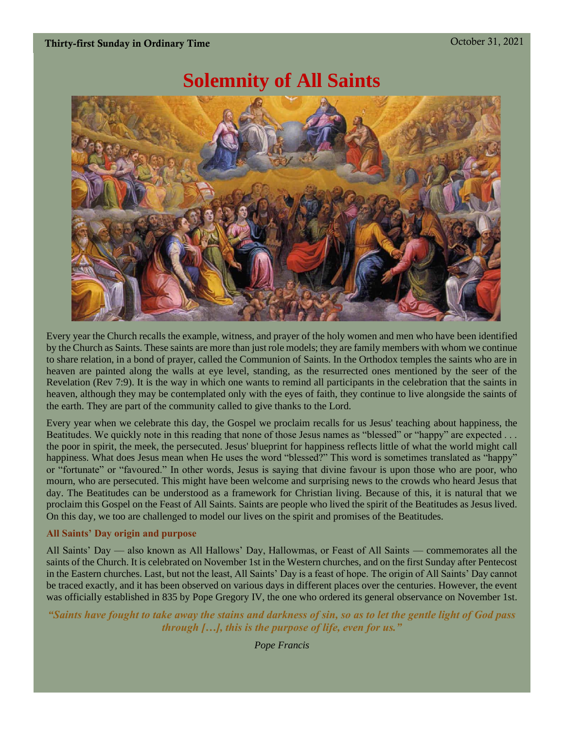Thirty-first Sunday in Ordinary Time

October 31, 2021

# Solemnity of All Saints

Every year the Church recalls the example, witness, and prayer of the holy women and men who have been identified by the Church as Saints. These saints are more than just role models; they are family members with whom we continue to share relation, in a bond of prayer, called the Communion of Saints. In the Orthodox temples the saints who are in heaven are painted along the walls at eye level, standing, as the resurrected ones mentioned by the seer of the Revelation (Rev 7:9). It is the way in which one wants to remind all participants in the celebration that the saints in heaven, although they may be contemplated only with the eyes of faith, they continue to live alongside the saints of the earth. They are part of the community called to give thanks to the Lord.

Every year when we celebrate this day, the Gospel we proclaim recalls for us Jesus' teaching about happiness, the Beatitudes. We quickly note in this reading that none of those Jesus names as "blessed" or "happy" are expected . . . the poor in spirit, the meek, the persecuted. Jesus' blueprint for happiness reflects little of what the world might call happiness. What does Jesus mean when He uses the word "blessed?" This word is sometimes translated as "happy" or "fortunate" or "favoured." In other words, Jesus is saying that divine favour is upon those who are poor, who mourn, who are persecuted. This might have been welcome and surprising news to the crowds who heard Jesus that day. The Beatitudes can be understood as a framework for Christian living. Because of this, it is natural that we proclaim this Gospel on the Feast of All Saints. Saints are people who lived the spirit of the Beatitudes as Jesus lived. On this day, we too are challenged to model our lives on the spirit and promises of the Beatitudes.

### All Saints' Day origin and purpose

All Saints' Day — also known as All Hallows' Day, Hallowmas, or Feast of All Saints — commemorates all the saints of the Church. It is celebrated on November 1st in the Western churches, and on the first Sunday after Pentecost in the Eastern churches. Last, but not the least, All Saints' Day is a feast of hope. The origin of All Saints' Day cannot be traced exactly, and it has been observed on various days in different places over the centuries. However, the event was officially established in 835 by Pope Gregory IV, the one who ordered its general observance on November 1st.

***"Saints have fought to take away the stains and darkness of sin, so as to let the gentle light of God pass through […], this is the purpose of life, even for us."***

*Pope Francis*